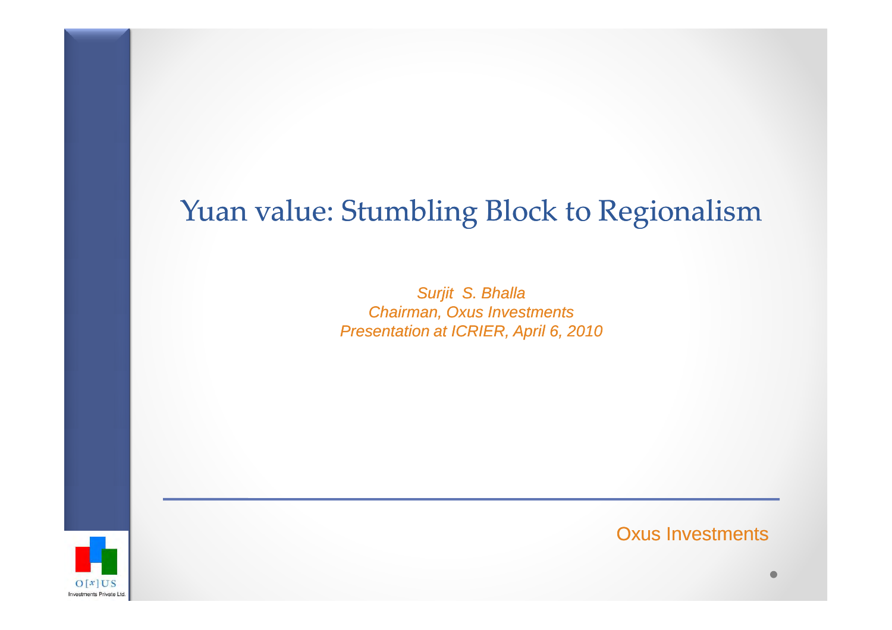# Yuan value: Stumbling Block to Regionalism

*Surjit S. Bhalla*
*Chairman, Oxus Investments*
*Presentation at ICRIER, April 6, 2010*

Oxus Investments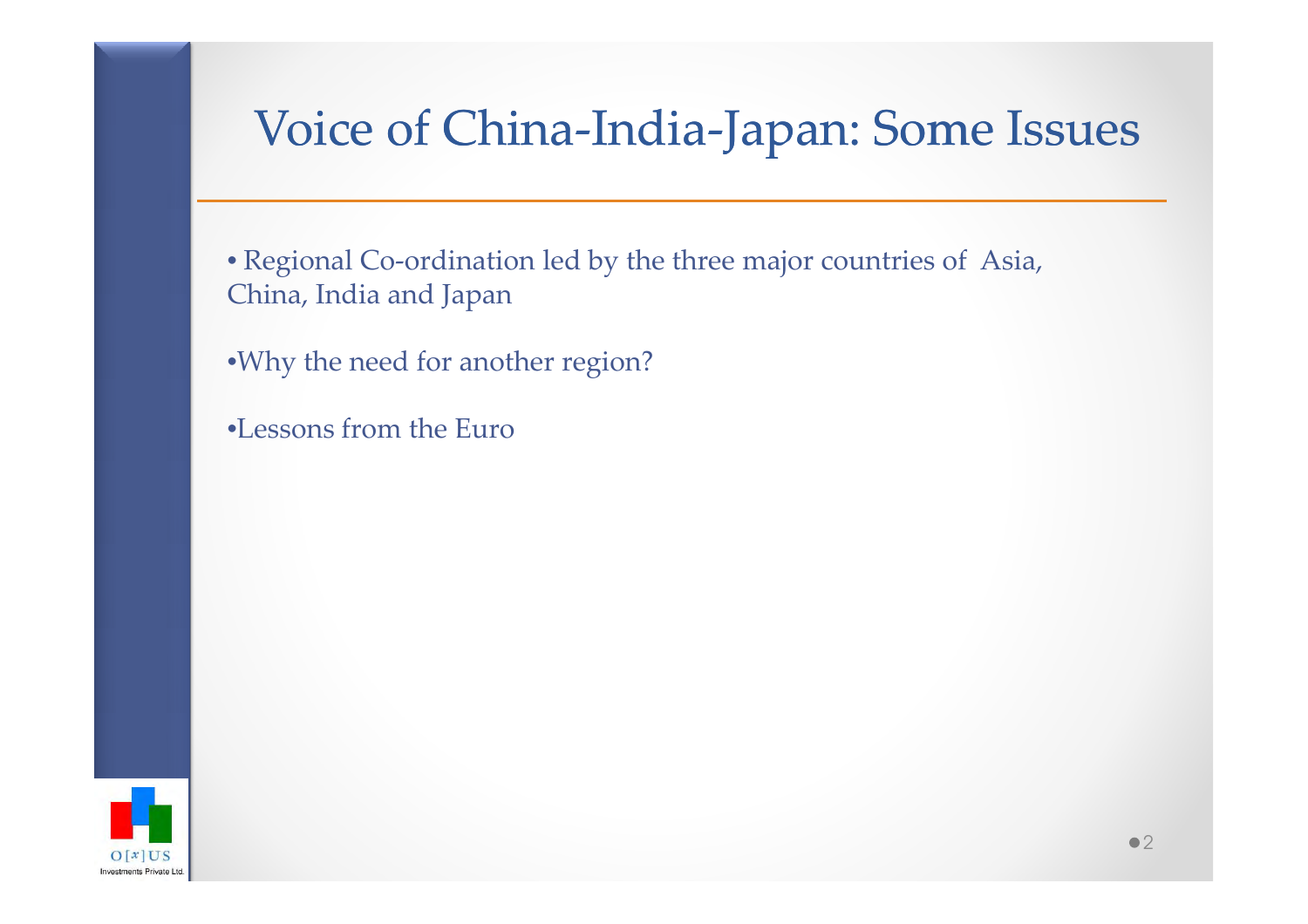# Voice of China-India-Japan: Some Issues

- Regional Co-ordination led by the three major countries of Asia, China, India and Japan

- Why the need for another region?

- Lessons from the Euro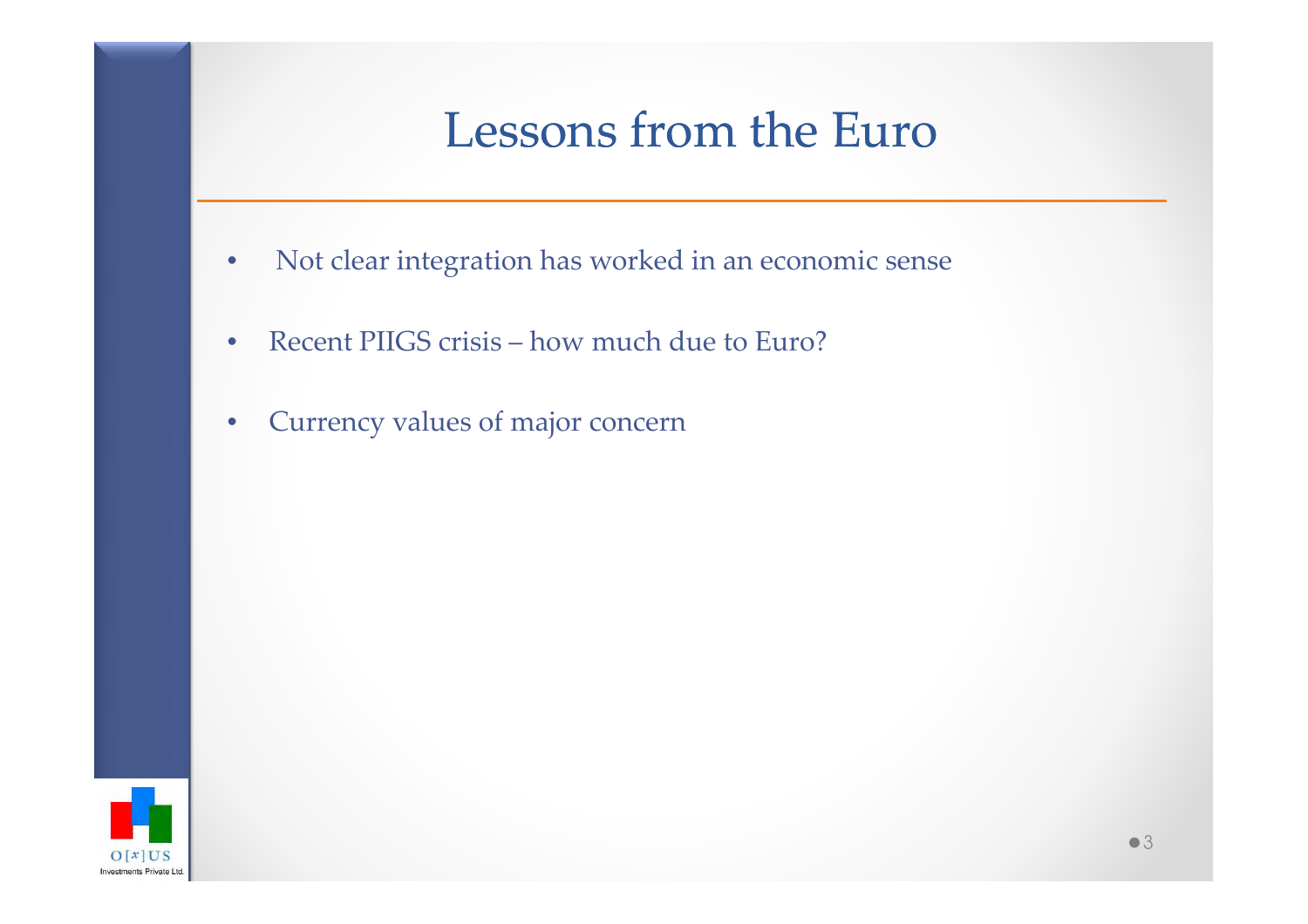# Lessons from the Euro

- Not clear integration has worked in an economic sense
- Recent PIIGS crisis – how much due to Euro?
- Currency values of major concern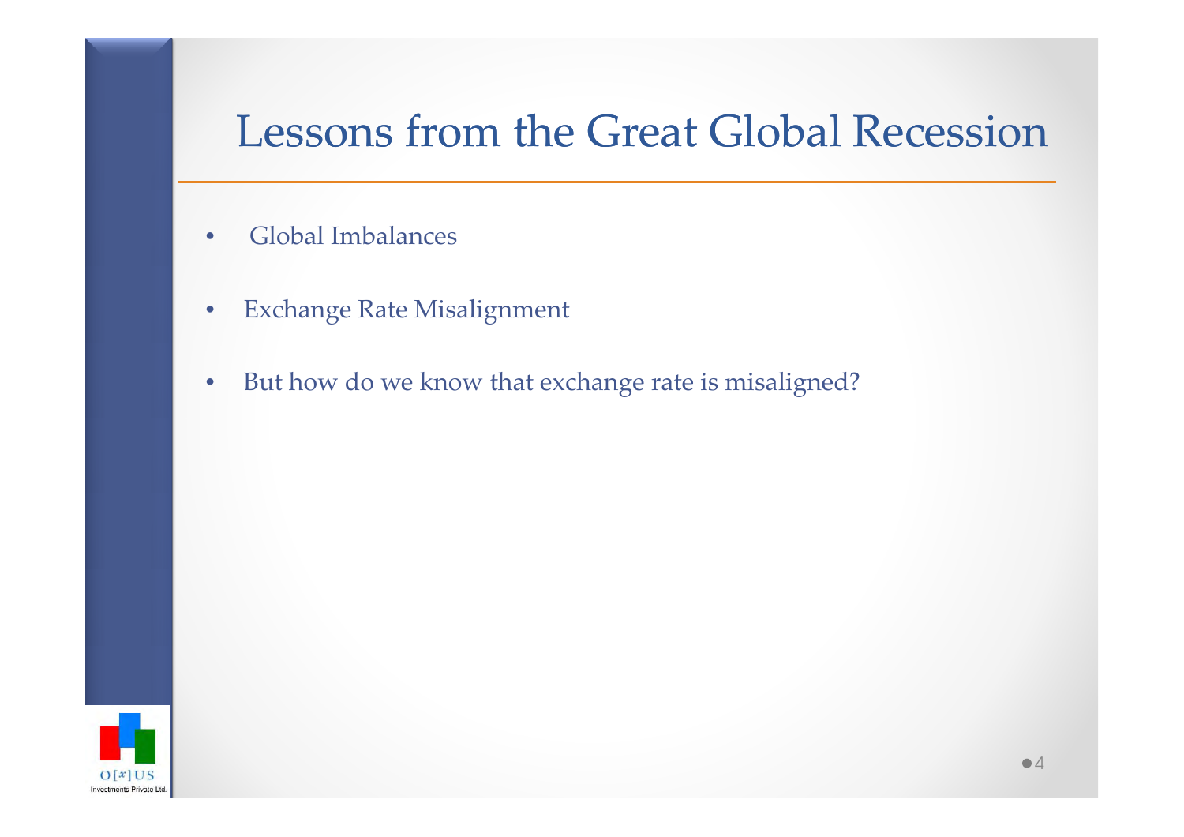# Lessons from the Great Global Recession

- Global Imbalances
- Exchange Rate Misalignment
- But how do we know that exchange rate is misaligned?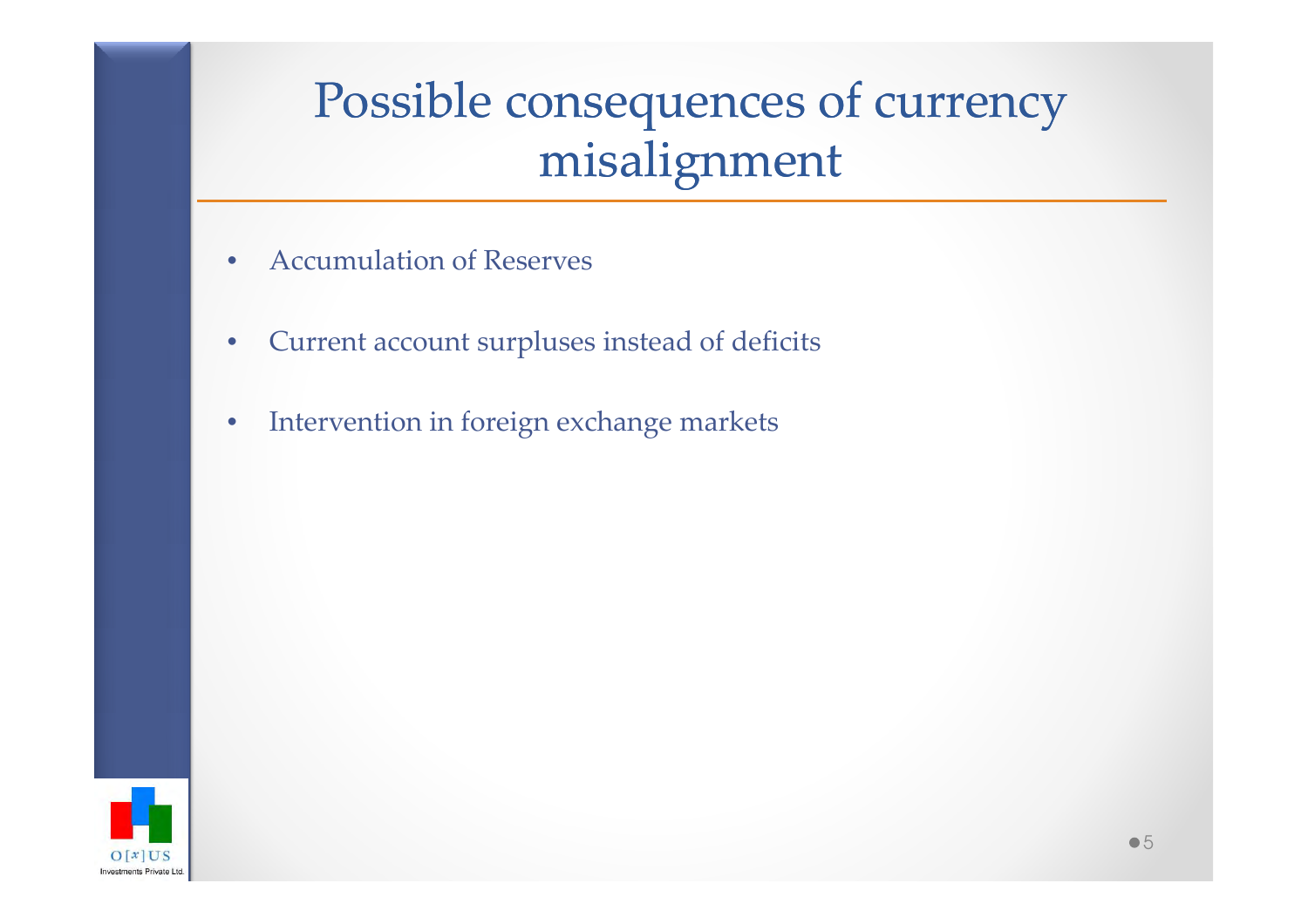# Possible consequences of currency misalignment

- Accumulation of Reserves
- Current account surpluses instead of deficits
- Intervention in foreign exchange markets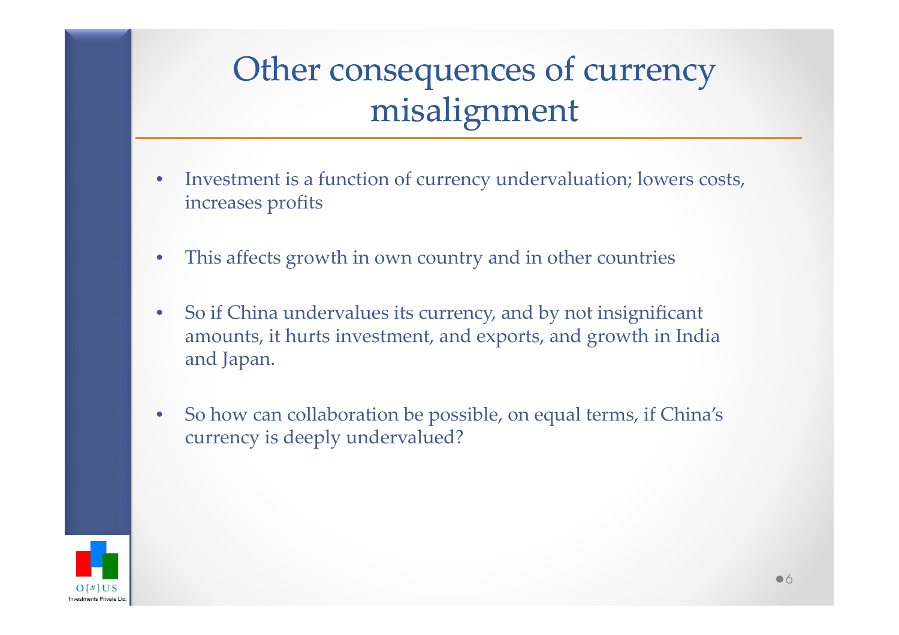# Other consequences of currency misalignment

- Investment is a function of currency undervaluation; lowers costs, increases profits
- This affects growth in own country and in other countries
- So if China undervalues its currency, and by not insignificant amounts, it hurts investment, and exports, and growth in India and Japan.
- So how can collaboration be possible, on equal terms, if China's currency is deeply undervalued?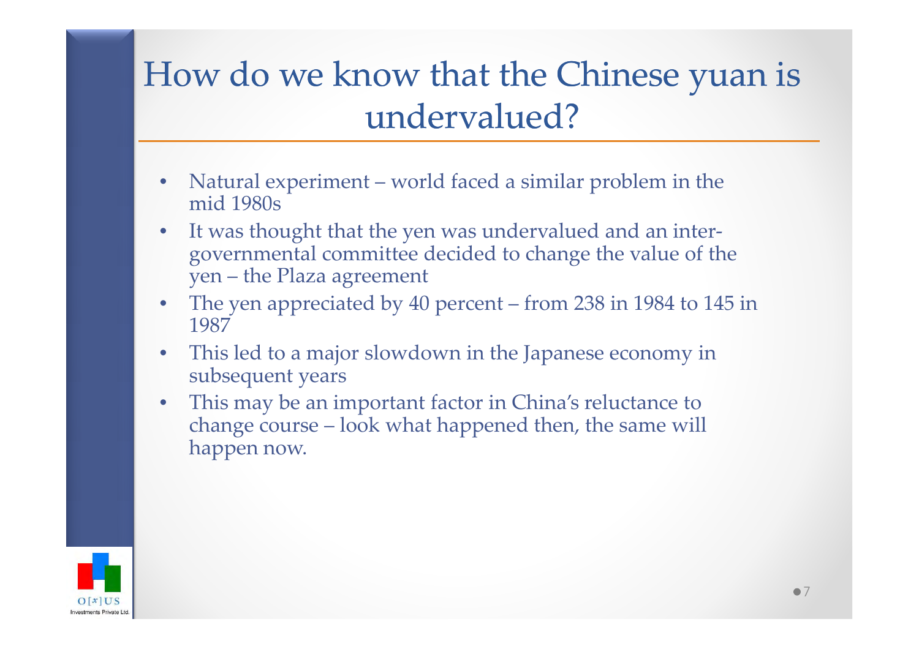# How do we know that the Chinese yuan is undervalued?

- Natural experiment – world faced a similar problem in the mid 1980s
- It was thought that the yen was undervalued and an inter-governmental committee decided to change the value of the yen – the Plaza agreement
- The yen appreciated by 40 percent – from 238 in 1984 to 145 in 1987
- This led to a major slowdown in the Japanese economy in subsequent years
- This may be an important factor in China's reluctance to change course – look what happened then, the same will happen now.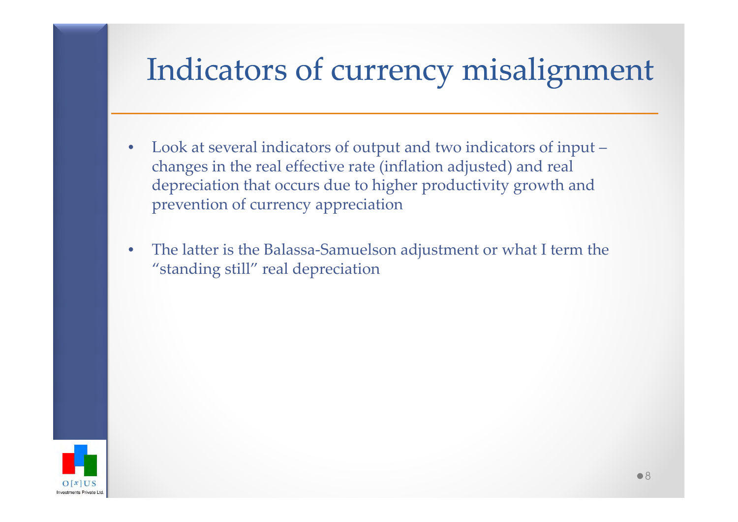# Indicators of currency misalignment

- Look at several indicators of output and two indicators of input – changes in the real effective rate (inflation adjusted) and real depreciation that occurs due to higher productivity growth and prevention of currency appreciation
- The latter is the Balassa-Samuelson adjustment or what I term the "standing still" real depreciation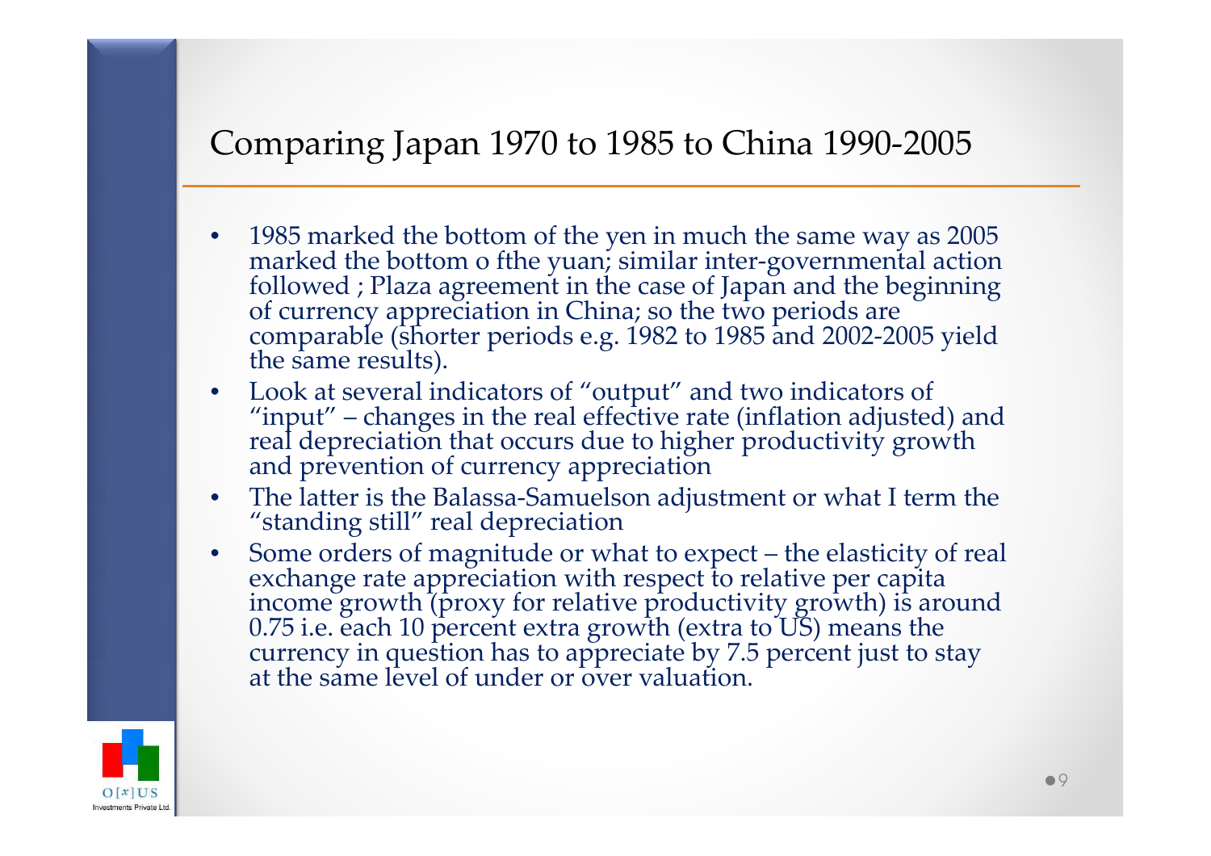## Comparing Japan 1970 to 1985 to China 1990-2005

- 1985 marked the bottom of the yen in much the same way as 2005 marked the bottom o fthe yuan; similar inter-governmental action followed ; Plaza agreement in the case of Japan and the beginning of currency appreciation in China; so the two periods are comparable (shorter periods e.g. 1982 to 1985 and 2002-2005 yield the same results).
- Look at several indicators of "output" and two indicators of "input" – changes in the real effective rate (inflation adjusted) and real depreciation that occurs due to higher productivity growth and prevention of currency appreciation
- The latter is the Balassa-Samuelson adjustment or what I term the "standing still" real depreciation
- Some orders of magnitude or what to expect – the elasticity of real exchange rate appreciation with respect to relative per capita income growth (proxy for relative productivity growth) is around 0.75 i.e. each 10 percent extra growth (extra to US) means the currency in question has to appreciate by 7.5 percent just to stay at the same level of under or over valuation.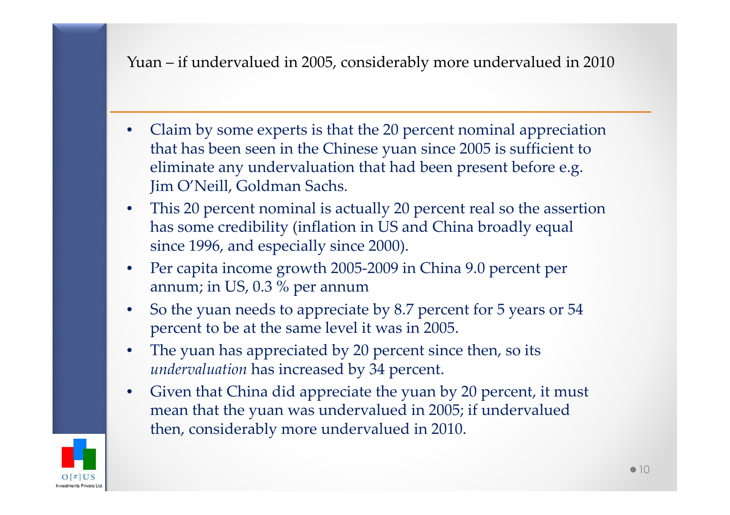## Yuan – if undervalued in 2005, considerably more undervalued in 2010

- Claim by some experts is that the 20 percent nominal appreciation that has been seen in the Chinese yuan since 2005 is sufficient to eliminate any undervaluation that had been present before e.g. Jim O'Neill, Goldman Sachs.
- This 20 percent nominal is actually 20 percent real so the assertion has some credibility (inflation in US and China broadly equal since 1996, and especially since 2000).
- Per capita income growth 2005-2009 in China 9.0 percent per annum; in US, 0.3 % per annum
- So the yuan needs to appreciate by 8.7 percent for 5 years or 54 percent to be at the same level it was in 2005.
- The yuan has appreciated by 20 percent since then, so its *undervaluation* has increased by 34 percent.
- Given that China did appreciate the yuan by 20 percent, it must mean that the yuan was undervalued in 2005; if undervalued then, considerably more undervalued in 2010.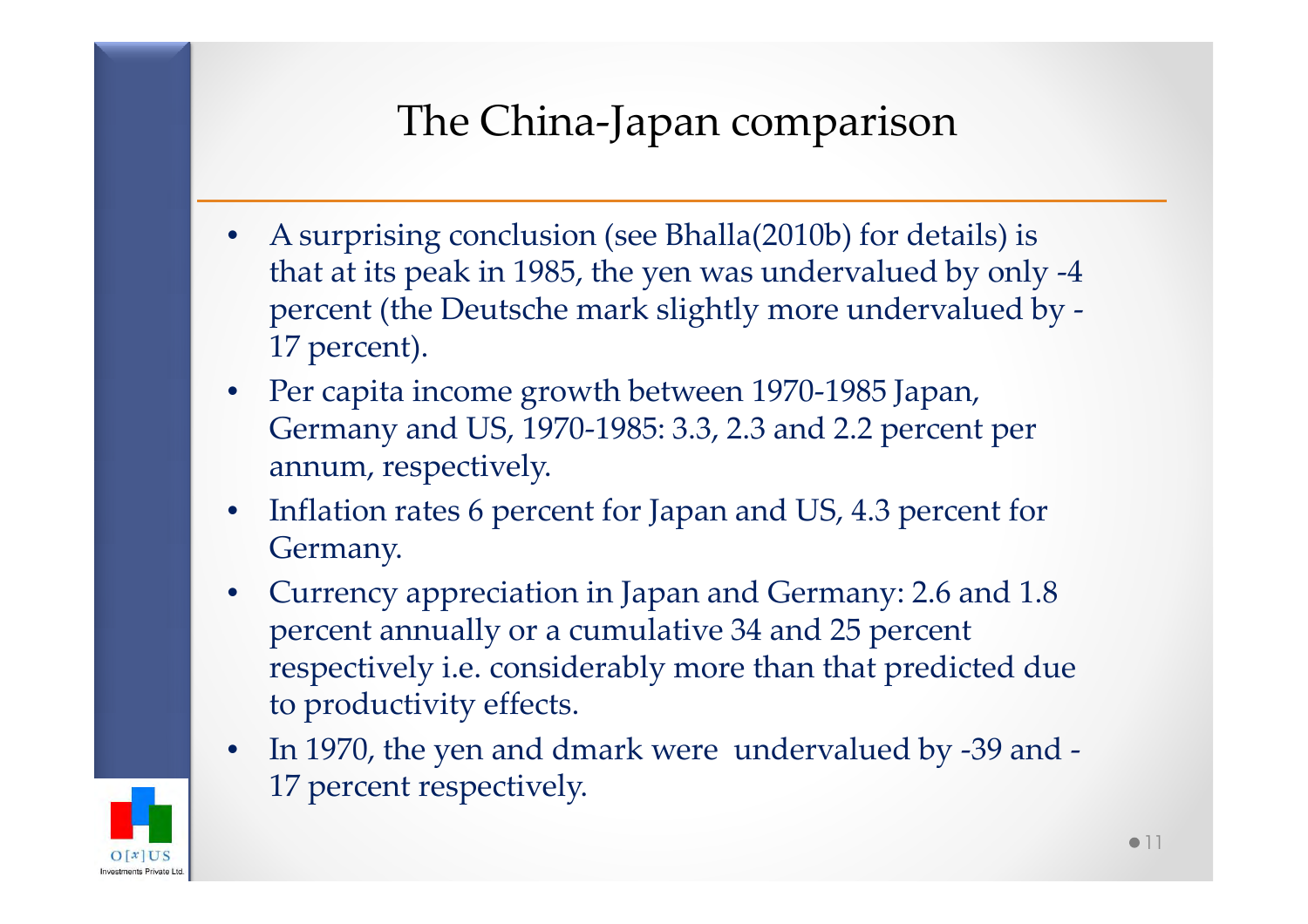# The China-Japan comparison

- A surprising conclusion (see Bhalla(2010b) for details) is that at its peak in 1985, the yen was undervalued by only -4 percent (the Deutsche mark slightly more undervalued by -17 percent).
- Per capita income growth between 1970-1985 Japan, Germany and US, 1970-1985: 3.3, 2.3 and 2.2 percent per annum, respectively.
- Inflation rates 6 percent for Japan and US, 4.3 percent for Germany.
- Currency appreciation in Japan and Germany: 2.6 and 1.8 percent annually or a cumulative 34 and 25 percent respectively i.e. considerably more than that predicted due to productivity effects.
- In 1970, the yen and dmark were undervalued by -39 and -17 percent respectively.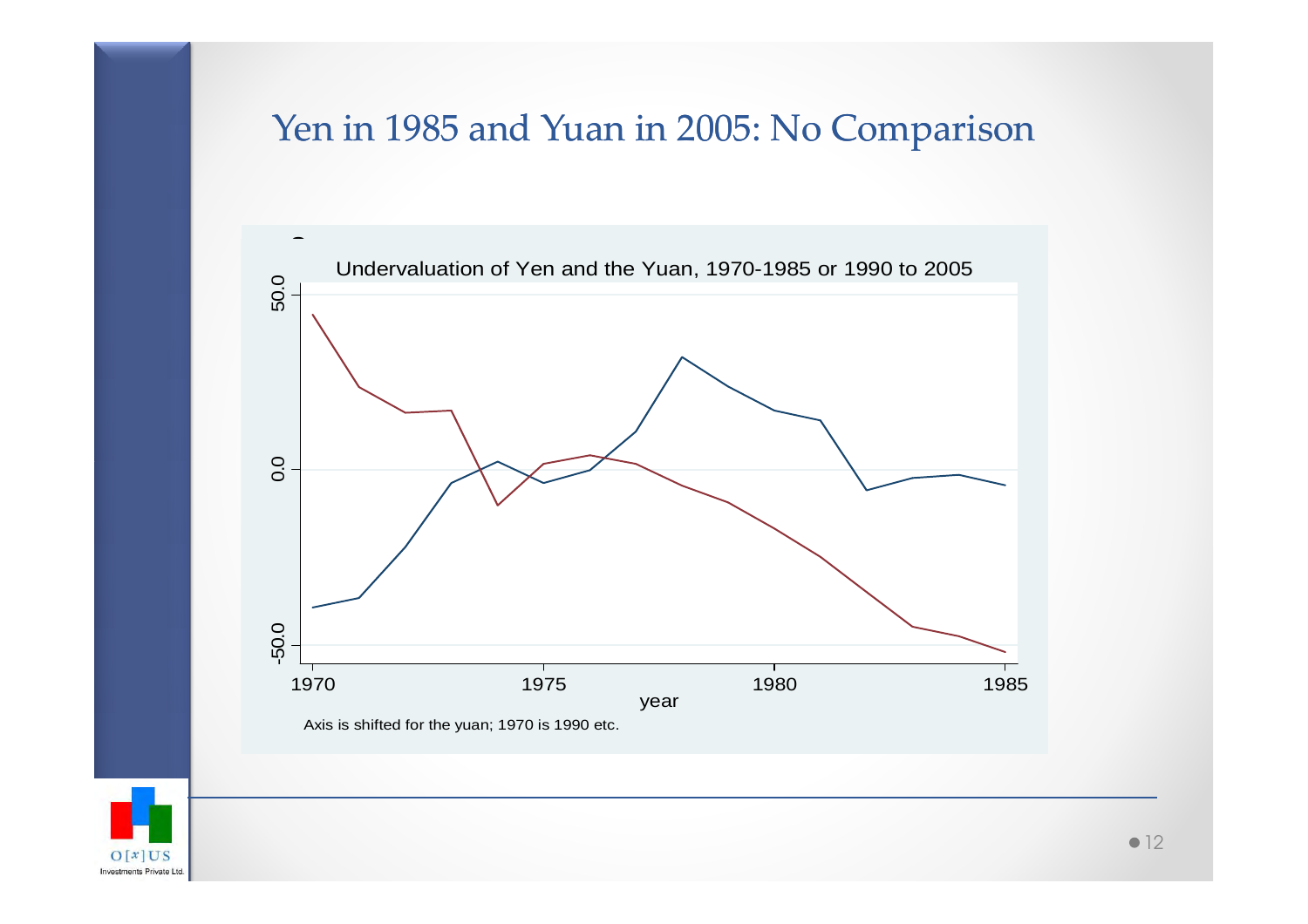# Yen in 1985 and Yuan in 2005: No Comparison

Undervaluation of Yen and the Yuan, 1970-1985 or 1990 to 2005

50.0

0.0

-50.0

1970 1975 1980 1985

year

Axis is shifted for the yuan; 1970 is 1990 etc.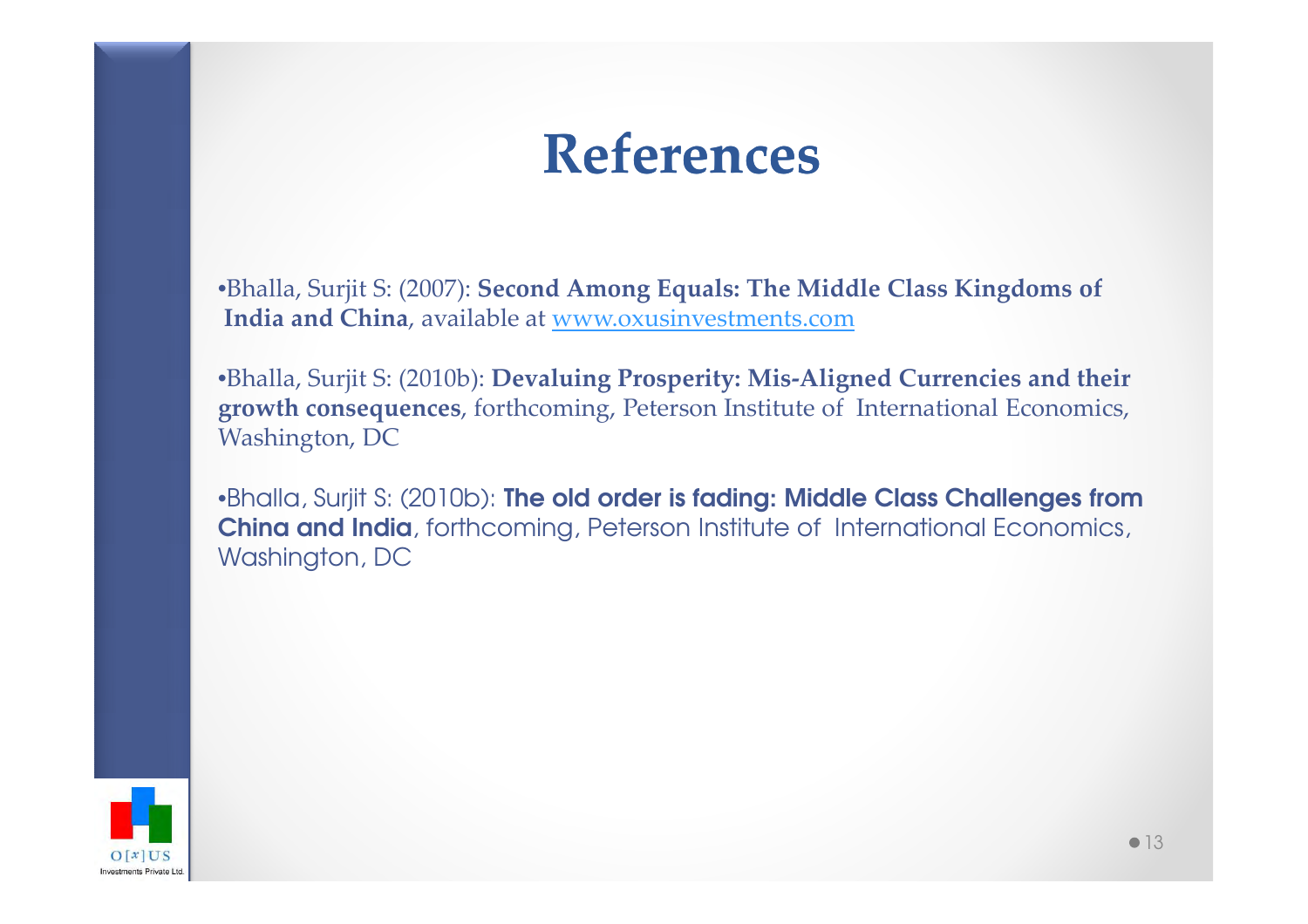# References

- Bhalla, Surjit S: (2007): **Second Among Equals: The Middle Class Kingdoms of India and China**, available at www.oxusinvestments.com

- Bhalla, Surjit S: (2010b): **Devaluing Prosperity: Mis-Aligned Currencies and their growth consequences**, forthcoming, Peterson Institute of International Economics, Washington, DC

- Bhalla, Surjit S: (2010b): **The old order is fading: Middle Class Challenges from China and India**, forthcoming, Peterson Institute of International Economics, Washington, DC